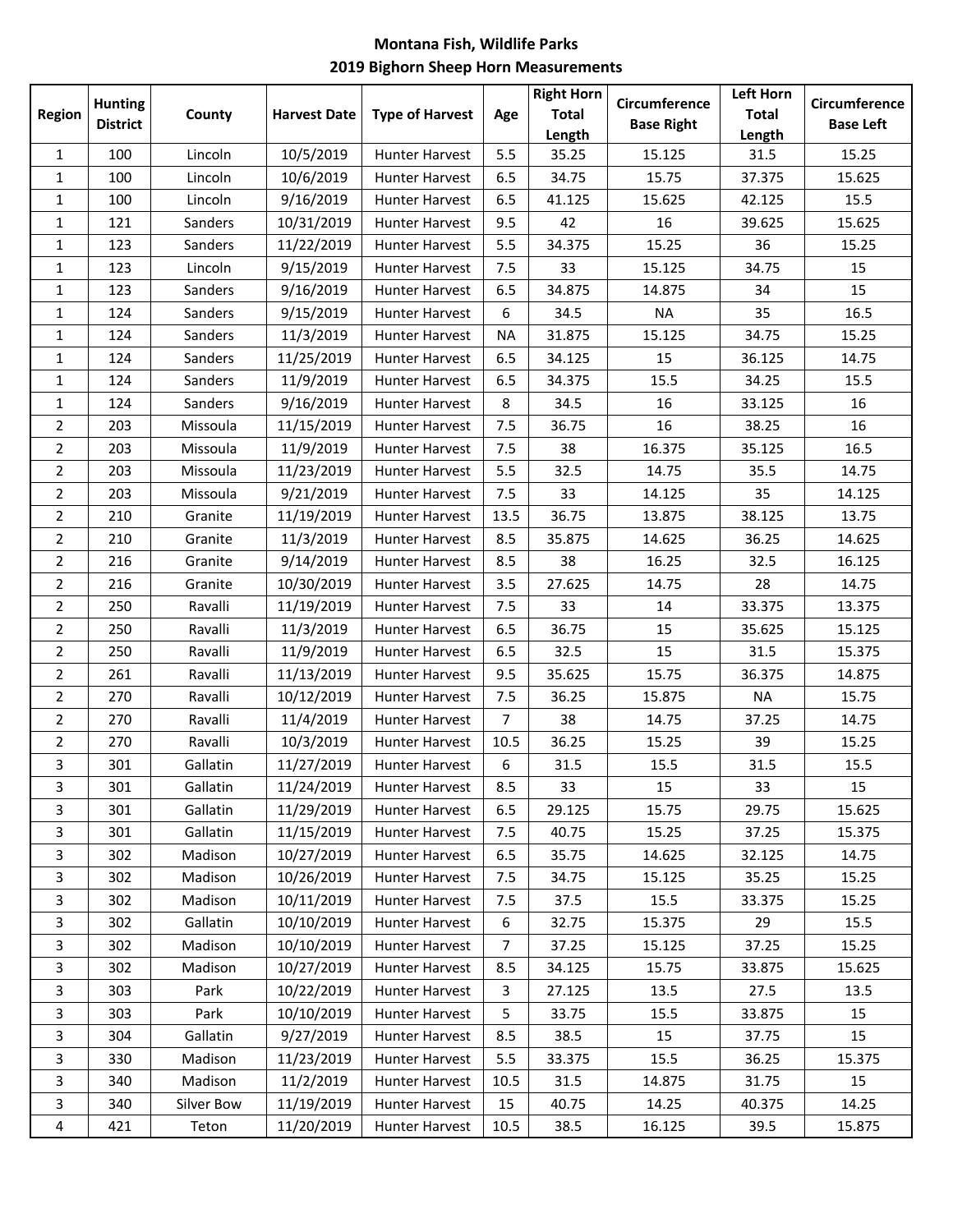# Montana Fish, Wildlife Parks
## 2019 Bighorn Sheep Horn Measurements

| Region | Hunting District | County | Harvest Date | Type of Harvest | Age | Right Horn Total Length | Circumference Base Right | Left Horn Total Length | Circumference Base Left |
|---|---|---|---|---|---|---|---|---|---|
| 1 | 100 | Lincoln | 10/5/2019 | Hunter Harvest | 5.5 | 35.25 | 15.125 | 31.5 | 15.25 |
| 1 | 100 | Lincoln | 10/6/2019 | Hunter Harvest | 6.5 | 34.75 | 15.75 | 37.375 | 15.625 |
| 1 | 100 | Lincoln | 9/16/2019 | Hunter Harvest | 6.5 | 41.125 | 15.625 | 42.125 | 15.5 |
| 1 | 121 | Sanders | 10/31/2019 | Hunter Harvest | 9.5 | 42 | 16 | 39.625 | 15.625 |
| 1 | 123 | Sanders | 11/22/2019 | Hunter Harvest | 5.5 | 34.375 | 15.25 | 36 | 15.25 |
| 1 | 123 | Lincoln | 9/15/2019 | Hunter Harvest | 7.5 | 33 | 15.125 | 34.75 | 15 |
| 1 | 123 | Sanders | 9/16/2019 | Hunter Harvest | 6.5 | 34.875 | 14.875 | 34 | 15 |
| 1 | 124 | Sanders | 9/15/2019 | Hunter Harvest | 6 | 34.5 | NA | 35 | 16.5 |
| 1 | 124 | Sanders | 11/3/2019 | Hunter Harvest | NA | 31.875 | 15.125 | 34.75 | 15.25 |
| 1 | 124 | Sanders | 11/25/2019 | Hunter Harvest | 6.5 | 34.125 | 15 | 36.125 | 14.75 |
| 1 | 124 | Sanders | 11/9/2019 | Hunter Harvest | 6.5 | 34.375 | 15.5 | 34.25 | 15.5 |
| 1 | 124 | Sanders | 9/16/2019 | Hunter Harvest | 8 | 34.5 | 16 | 33.125 | 16 |
| 2 | 203 | Missoula | 11/15/2019 | Hunter Harvest | 7.5 | 36.75 | 16 | 38.25 | 16 |
| 2 | 203 | Missoula | 11/9/2019 | Hunter Harvest | 7.5 | 38 | 16.375 | 35.125 | 16.5 |
| 2 | 203 | Missoula | 11/23/2019 | Hunter Harvest | 5.5 | 32.5 | 14.75 | 35.5 | 14.75 |
| 2 | 203 | Missoula | 9/21/2019 | Hunter Harvest | 7.5 | 33 | 14.125 | 35 | 14.125 |
| 2 | 210 | Granite | 11/19/2019 | Hunter Harvest | 13.5 | 36.75 | 13.875 | 38.125 | 13.75 |
| 2 | 210 | Granite | 11/3/2019 | Hunter Harvest | 8.5 | 35.875 | 14.625 | 36.25 | 14.625 |
| 2 | 216 | Granite | 9/14/2019 | Hunter Harvest | 8.5 | 38 | 16.25 | 32.5 | 16.125 |
| 2 | 216 | Granite | 10/30/2019 | Hunter Harvest | 3.5 | 27.625 | 14.75 | 28 | 14.75 |
| 2 | 250 | Ravalli | 11/19/2019 | Hunter Harvest | 7.5 | 33 | 14 | 33.375 | 13.375 |
| 2 | 250 | Ravalli | 11/3/2019 | Hunter Harvest | 6.5 | 36.75 | 15 | 35.625 | 15.125 |
| 2 | 250 | Ravalli | 11/9/2019 | Hunter Harvest | 6.5 | 32.5 | 15 | 31.5 | 15.375 |
| 2 | 261 | Ravalli | 11/13/2019 | Hunter Harvest | 9.5 | 35.625 | 15.75 | 36.375 | 14.875 |
| 2 | 270 | Ravalli | 10/12/2019 | Hunter Harvest | 7.5 | 36.25 | 15.875 | NA | 15.75 |
| 2 | 270 | Ravalli | 11/4/2019 | Hunter Harvest | 7 | 38 | 14.75 | 37.25 | 14.75 |
| 2 | 270 | Ravalli | 10/3/2019 | Hunter Harvest | 10.5 | 36.25 | 15.25 | 39 | 15.25 |
| 3 | 301 | Gallatin | 11/27/2019 | Hunter Harvest | 6 | 31.5 | 15.5 | 31.5 | 15.5 |
| 3 | 301 | Gallatin | 11/24/2019 | Hunter Harvest | 8.5 | 33 | 15 | 33 | 15 |
| 3 | 301 | Gallatin | 11/29/2019 | Hunter Harvest | 6.5 | 29.125 | 15.75 | 29.75 | 15.625 |
| 3 | 301 | Gallatin | 11/15/2019 | Hunter Harvest | 7.5 | 40.75 | 15.25 | 37.25 | 15.375 |
| 3 | 302 | Madison | 10/27/2019 | Hunter Harvest | 6.5 | 35.75 | 14.625 | 32.125 | 14.75 |
| 3 | 302 | Madison | 10/26/2019 | Hunter Harvest | 7.5 | 34.75 | 15.125 | 35.25 | 15.25 |
| 3 | 302 | Madison | 10/11/2019 | Hunter Harvest | 7.5 | 37.5 | 15.5 | 33.375 | 15.25 |
| 3 | 302 | Gallatin | 10/10/2019 | Hunter Harvest | 6 | 32.75 | 15.375 | 29 | 15.5 |
| 3 | 302 | Madison | 10/10/2019 | Hunter Harvest | 7 | 37.25 | 15.125 | 37.25 | 15.25 |
| 3 | 302 | Madison | 10/27/2019 | Hunter Harvest | 8.5 | 34.125 | 15.75 | 33.875 | 15.625 |
| 3 | 303 | Park | 10/22/2019 | Hunter Harvest | 3 | 27.125 | 13.5 | 27.5 | 13.5 |
| 3 | 303 | Park | 10/10/2019 | Hunter Harvest | 5 | 33.75 | 15.5 | 33.875 | 15 |
| 3 | 304 | Gallatin | 9/27/2019 | Hunter Harvest | 8.5 | 38.5 | 15 | 37.75 | 15 |
| 3 | 330 | Madison | 11/23/2019 | Hunter Harvest | 5.5 | 33.375 | 15.5 | 36.25 | 15.375 |
| 3 | 340 | Madison | 11/2/2019 | Hunter Harvest | 10.5 | 31.5 | 14.875 | 31.75 | 15 |
| 3 | 340 | Silver Bow | 11/19/2019 | Hunter Harvest | 15 | 40.75 | 14.25 | 40.375 | 14.25 |
| 4 | 421 | Teton | 11/20/2019 | Hunter Harvest | 10.5 | 38.5 | 16.125 | 39.5 | 15.875 |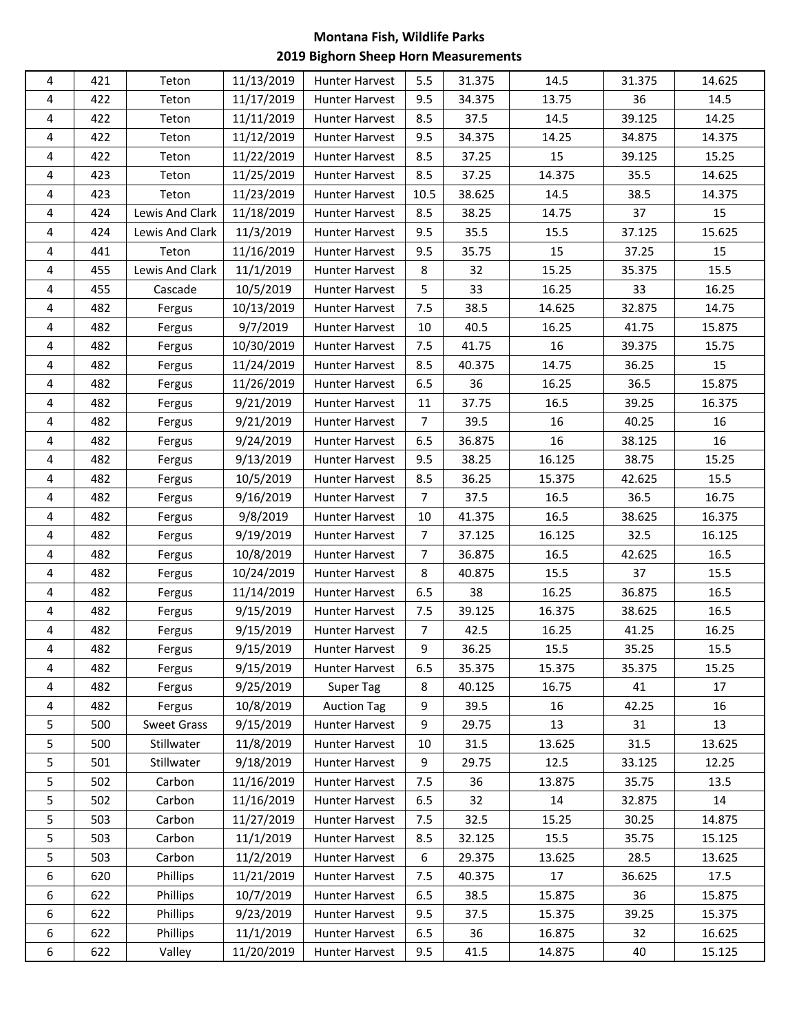| | | | | | | | | | |
|---|---|---|---|---|---|---|---|---|---|
| 4 | 421 | Teton | 11/13/2019 | Hunter Harvest | 5.5 | 31.375 | 14.5 | 31.375 | 14.625 |
| 4 | 422 | Teton | 11/17/2019 | Hunter Harvest | 9.5 | 34.375 | 13.75 | 36 | 14.5 |
| 4 | 422 | Teton | 11/11/2019 | Hunter Harvest | 8.5 | 37.5 | 14.5 | 39.125 | 14.25 |
| 4 | 422 | Teton | 11/12/2019 | Hunter Harvest | 9.5 | 34.375 | 14.25 | 34.875 | 14.375 |
| 4 | 422 | Teton | 11/22/2019 | Hunter Harvest | 8.5 | 37.25 | 15 | 39.125 | 15.25 |
| 4 | 423 | Teton | 11/25/2019 | Hunter Harvest | 8.5 | 37.25 | 14.375 | 35.5 | 14.625 |
| 4 | 423 | Teton | 11/23/2019 | Hunter Harvest | 10.5 | 38.625 | 14.5 | 38.5 | 14.375 |
| 4 | 424 | Lewis And Clark | 11/18/2019 | Hunter Harvest | 8.5 | 38.25 | 14.75 | 37 | 15 |
| 4 | 424 | Lewis And Clark | 11/3/2019 | Hunter Harvest | 9.5 | 35.5 | 15.5 | 37.125 | 15.625 |
| 4 | 441 | Teton | 11/16/2019 | Hunter Harvest | 9.5 | 35.75 | 15 | 37.25 | 15 |
| 4 | 455 | Lewis And Clark | 11/1/2019 | Hunter Harvest | 8 | 32 | 15.25 | 35.375 | 15.5 |
| 4 | 455 | Cascade | 10/5/2019 | Hunter Harvest | 5 | 33 | 16.25 | 33 | 16.25 |
| 4 | 482 | Fergus | 10/13/2019 | Hunter Harvest | 7.5 | 38.5 | 14.625 | 32.875 | 14.75 |
| 4 | 482 | Fergus | 9/7/2019 | Hunter Harvest | 10 | 40.5 | 16.25 | 41.75 | 15.875 |
| 4 | 482 | Fergus | 10/30/2019 | Hunter Harvest | 7.5 | 41.75 | 16 | 39.375 | 15.75 |
| 4 | 482 | Fergus | 11/24/2019 | Hunter Harvest | 8.5 | 40.375 | 14.75 | 36.25 | 15 |
| 4 | 482 | Fergus | 11/26/2019 | Hunter Harvest | 6.5 | 36 | 16.25 | 36.5 | 15.875 |
| 4 | 482 | Fergus | 9/21/2019 | Hunter Harvest | 11 | 37.75 | 16.5 | 39.25 | 16.375 |
| 4 | 482 | Fergus | 9/21/2019 | Hunter Harvest | 7 | 39.5 | 16 | 40.25 | 16 |
| 4 | 482 | Fergus | 9/24/2019 | Hunter Harvest | 6.5 | 36.875 | 16 | 38.125 | 16 |
| 4 | 482 | Fergus | 9/13/2019 | Hunter Harvest | 9.5 | 38.25 | 16.125 | 38.75 | 15.25 |
| 4 | 482 | Fergus | 10/5/2019 | Hunter Harvest | 8.5 | 36.25 | 15.375 | 42.625 | 15.5 |
| 4 | 482 | Fergus | 9/16/2019 | Hunter Harvest | 7 | 37.5 | 16.5 | 36.5 | 16.75 |
| 4 | 482 | Fergus | 9/8/2019 | Hunter Harvest | 10 | 41.375 | 16.5 | 38.625 | 16.375 |
| 4 | 482 | Fergus | 9/19/2019 | Hunter Harvest | 7 | 37.125 | 16.125 | 32.5 | 16.125 |
| 4 | 482 | Fergus | 10/8/2019 | Hunter Harvest | 7 | 36.875 | 16.5 | 42.625 | 16.5 |
| 4 | 482 | Fergus | 10/24/2019 | Hunter Harvest | 8 | 40.875 | 15.5 | 37 | 15.5 |
| 4 | 482 | Fergus | 11/14/2019 | Hunter Harvest | 6.5 | 38 | 16.25 | 36.875 | 16.5 |
| 4 | 482 | Fergus | 9/15/2019 | Hunter Harvest | 7.5 | 39.125 | 16.375 | 38.625 | 16.5 |
| 4 | 482 | Fergus | 9/15/2019 | Hunter Harvest | 7 | 42.5 | 16.25 | 41.25 | 16.25 |
| 4 | 482 | Fergus | 9/15/2019 | Hunter Harvest | 9 | 36.25 | 15.5 | 35.25 | 15.5 |
| 4 | 482 | Fergus | 9/15/2019 | Hunter Harvest | 6.5 | 35.375 | 15.375 | 35.375 | 15.25 |
| 4 | 482 | Fergus | 9/25/2019 | Super Tag | 8 | 40.125 | 16.75 | 41 | 17 |
| 4 | 482 | Fergus | 10/8/2019 | Auction Tag | 9 | 39.5 | 16 | 42.25 | 16 |
| 5 | 500 | Sweet Grass | 9/15/2019 | Hunter Harvest | 9 | 29.75 | 13 | 31 | 13 |
| 5 | 500 | Stillwater | 11/8/2019 | Hunter Harvest | 10 | 31.5 | 13.625 | 31.5 | 13.625 |
| 5 | 501 | Stillwater | 9/18/2019 | Hunter Harvest | 9 | 29.75 | 12.5 | 33.125 | 12.25 |
| 5 | 502 | Carbon | 11/16/2019 | Hunter Harvest | 7.5 | 36 | 13.875 | 35.75 | 13.5 |
| 5 | 502 | Carbon | 11/16/2019 | Hunter Harvest | 6.5 | 32 | 14 | 32.875 | 14 |
| 5 | 503 | Carbon | 11/27/2019 | Hunter Harvest | 7.5 | 32.5 | 15.25 | 30.25 | 14.875 |
| 5 | 503 | Carbon | 11/1/2019 | Hunter Harvest | 8.5 | 32.125 | 15.5 | 35.75 | 15.125 |
| 5 | 503 | Carbon | 11/2/2019 | Hunter Harvest | 6 | 29.375 | 13.625 | 28.5 | 13.625 |
| 6 | 620 | Phillips | 11/21/2019 | Hunter Harvest | 7.5 | 40.375 | 17 | 36.625 | 17.5 |
| 6 | 622 | Phillips | 10/7/2019 | Hunter Harvest | 6.5 | 38.5 | 15.875 | 36 | 15.875 |
| 6 | 622 | Phillips | 9/23/2019 | Hunter Harvest | 9.5 | 37.5 | 15.375 | 39.25 | 15.375 |
| 6 | 622 | Phillips | 11/1/2019 | Hunter Harvest | 6.5 | 36 | 16.875 | 32 | 16.625 |
| 6 | 622 | Valley | 11/20/2019 | Hunter Harvest | 9.5 | 41.5 | 14.875 | 40 | 15.125 |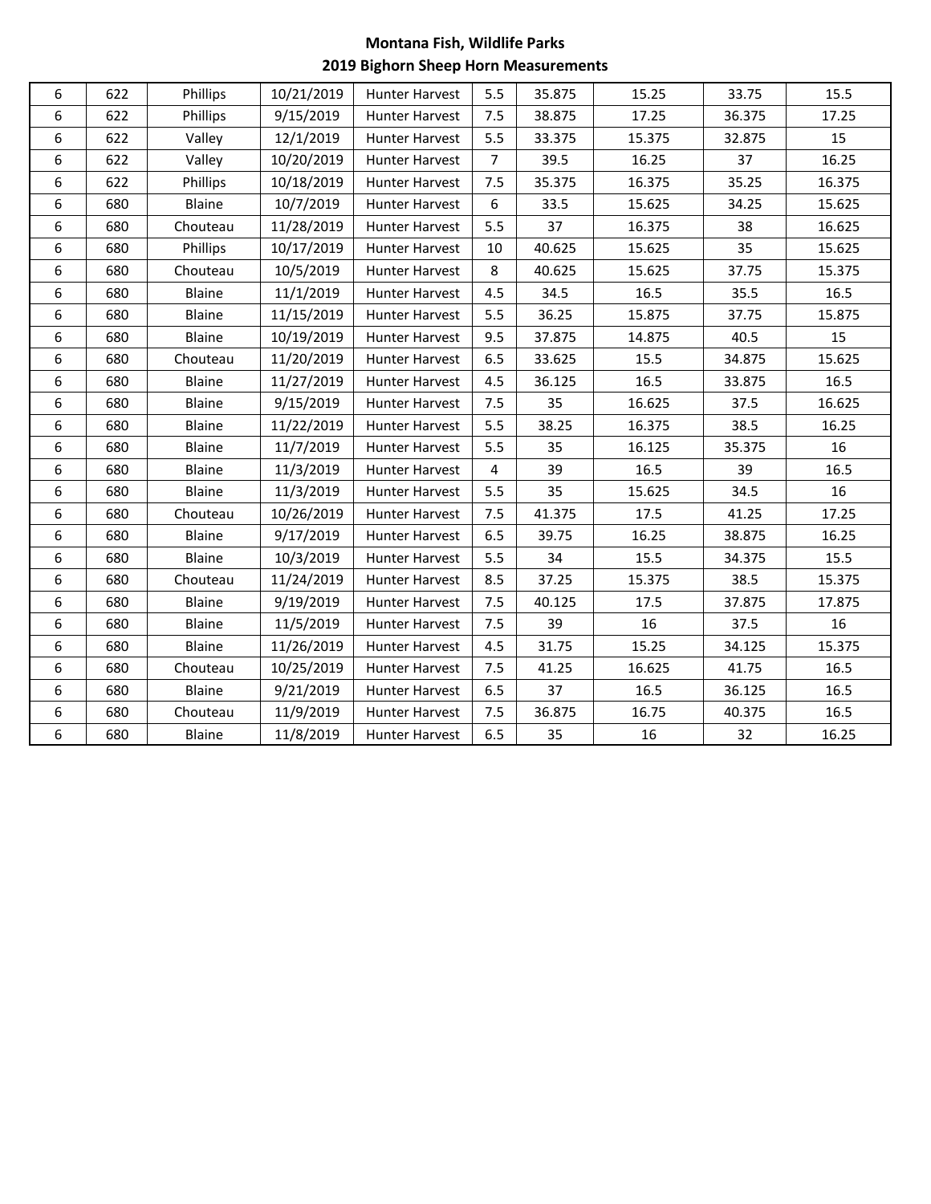**Montana Fish, Wildlife Parks**
**2019 Bighorn Sheep Horn Measurements**

| | | | | | | | | | |
|---|---|---|---|---|---|---|---|---|---|
| 6 | 622 | Phillips | 10/21/2019 | Hunter Harvest | 5.5 | 35.875 | 15.25 | 33.75 | 15.5 |
| 6 | 622 | Phillips | 9/15/2019 | Hunter Harvest | 7.5 | 38.875 | 17.25 | 36.375 | 17.25 |
| 6 | 622 | Valley | 12/1/2019 | Hunter Harvest | 5.5 | 33.375 | 15.375 | 32.875 | 15 |
| 6 | 622 | Valley | 10/20/2019 | Hunter Harvest | 7 | 39.5 | 16.25 | 37 | 16.25 |
| 6 | 622 | Phillips | 10/18/2019 | Hunter Harvest | 7.5 | 35.375 | 16.375 | 35.25 | 16.375 |
| 6 | 680 | Blaine | 10/7/2019 | Hunter Harvest | 6 | 33.5 | 15.625 | 34.25 | 15.625 |
| 6 | 680 | Chouteau | 11/28/2019 | Hunter Harvest | 5.5 | 37 | 16.375 | 38 | 16.625 |
| 6 | 680 | Phillips | 10/17/2019 | Hunter Harvest | 10 | 40.625 | 15.625 | 35 | 15.625 |
| 6 | 680 | Chouteau | 10/5/2019 | Hunter Harvest | 8 | 40.625 | 15.625 | 37.75 | 15.375 |
| 6 | 680 | Blaine | 11/1/2019 | Hunter Harvest | 4.5 | 34.5 | 16.5 | 35.5 | 16.5 |
| 6 | 680 | Blaine | 11/15/2019 | Hunter Harvest | 5.5 | 36.25 | 15.875 | 37.75 | 15.875 |
| 6 | 680 | Blaine | 10/19/2019 | Hunter Harvest | 9.5 | 37.875 | 14.875 | 40.5 | 15 |
| 6 | 680 | Chouteau | 11/20/2019 | Hunter Harvest | 6.5 | 33.625 | 15.5 | 34.875 | 15.625 |
| 6 | 680 | Blaine | 11/27/2019 | Hunter Harvest | 4.5 | 36.125 | 16.5 | 33.875 | 16.5 |
| 6 | 680 | Blaine | 9/15/2019 | Hunter Harvest | 7.5 | 35 | 16.625 | 37.5 | 16.625 |
| 6 | 680 | Blaine | 11/22/2019 | Hunter Harvest | 5.5 | 38.25 | 16.375 | 38.5 | 16.25 |
| 6 | 680 | Blaine | 11/7/2019 | Hunter Harvest | 5.5 | 35 | 16.125 | 35.375 | 16 |
| 6 | 680 | Blaine | 11/3/2019 | Hunter Harvest | 4 | 39 | 16.5 | 39 | 16.5 |
| 6 | 680 | Blaine | 11/3/2019 | Hunter Harvest | 5.5 | 35 | 15.625 | 34.5 | 16 |
| 6 | 680 | Chouteau | 10/26/2019 | Hunter Harvest | 7.5 | 41.375 | 17.5 | 41.25 | 17.25 |
| 6 | 680 | Blaine | 9/17/2019 | Hunter Harvest | 6.5 | 39.75 | 16.25 | 38.875 | 16.25 |
| 6 | 680 | Blaine | 10/3/2019 | Hunter Harvest | 5.5 | 34 | 15.5 | 34.375 | 15.5 |
| 6 | 680 | Chouteau | 11/24/2019 | Hunter Harvest | 8.5 | 37.25 | 15.375 | 38.5 | 15.375 |
| 6 | 680 | Blaine | 9/19/2019 | Hunter Harvest | 7.5 | 40.125 | 17.5 | 37.875 | 17.875 |
| 6 | 680 | Blaine | 11/5/2019 | Hunter Harvest | 7.5 | 39 | 16 | 37.5 | 16 |
| 6 | 680 | Blaine | 11/26/2019 | Hunter Harvest | 4.5 | 31.75 | 15.25 | 34.125 | 15.375 |
| 6 | 680 | Chouteau | 10/25/2019 | Hunter Harvest | 7.5 | 41.25 | 16.625 | 41.75 | 16.5 |
| 6 | 680 | Blaine | 9/21/2019 | Hunter Harvest | 6.5 | 37 | 16.5 | 36.125 | 16.5 |
| 6 | 680 | Chouteau | 11/9/2019 | Hunter Harvest | 7.5 | 36.875 | 16.75 | 40.375 | 16.5 |
| 6 | 680 | Blaine | 11/8/2019 | Hunter Harvest | 6.5 | 35 | 16 | 32 | 16.25 |